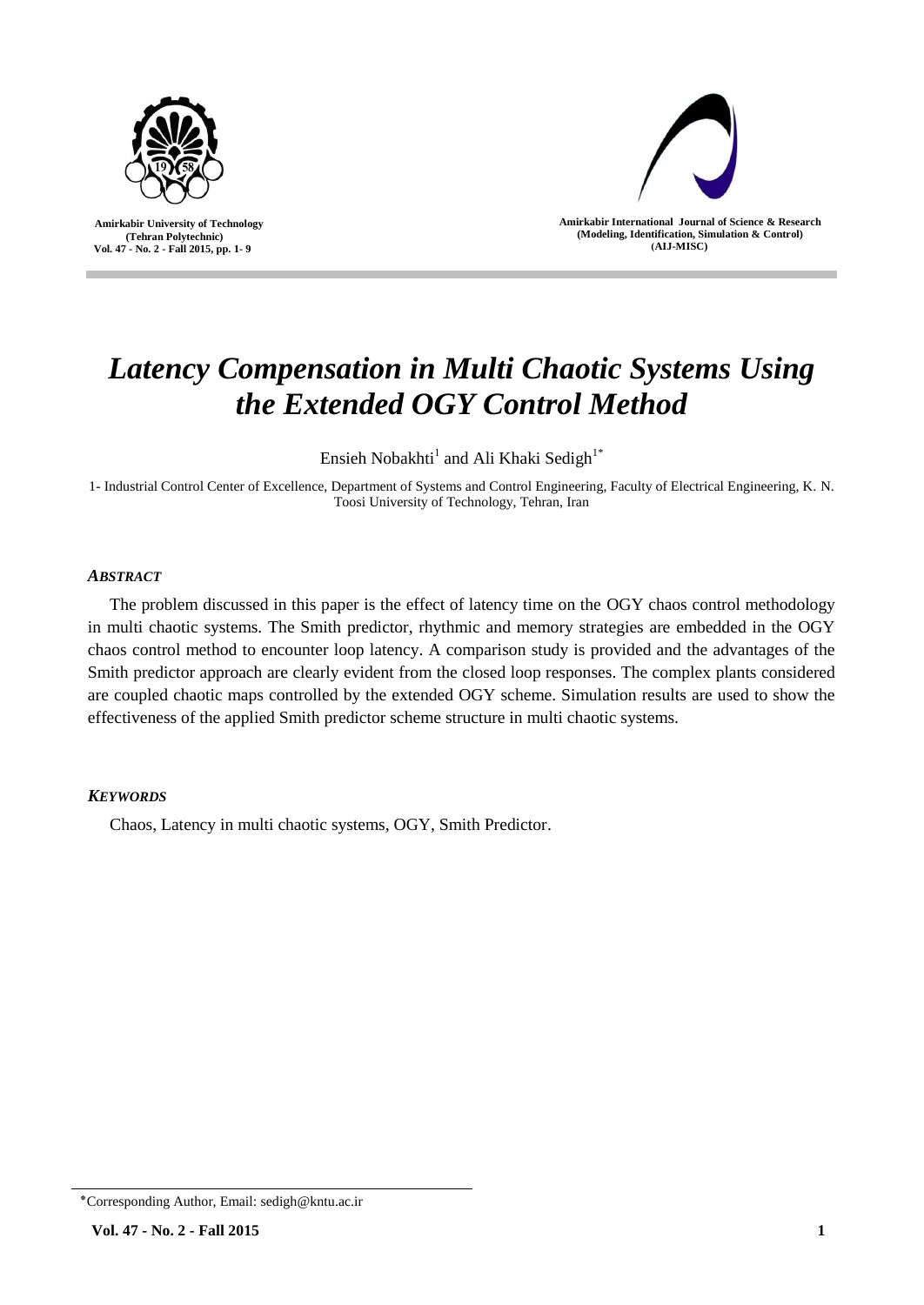# *Latency Compensation in Multi Chaotic Systems Using the Extended OGY Control Method*

Ensieh Nobakhti[1] and Ali Khaki Sedigh[1*]

1- Industrial Control Center of Excellence, Department of Systems and Control Engineering, Faculty of Electrical Engineering, K. N. Toosi University of Technology, Tehran, Iran

### *ABSTRACT*

The problem discussed in this paper is the effect of latency time on the OGY chaos control methodology in multi chaotic systems. The Smith predictor, rhythmic and memory strategies are embedded in the OGY chaos control method to encounter loop latency. A comparison study is provided and the advantages of the Smith predictor approach are clearly evident from the closed loop responses. The complex plants considered are coupled chaotic maps controlled by the extended OGY scheme. Simulation results are used to show the effectiveness of the applied Smith predictor scheme structure in multi chaotic systems.

### *KEYWORDS*

Chaos, Latency in multi chaotic systems, OGY, Smith Predictor.

---

*Corresponding Author, Email: sedigh@kntu.ac.ir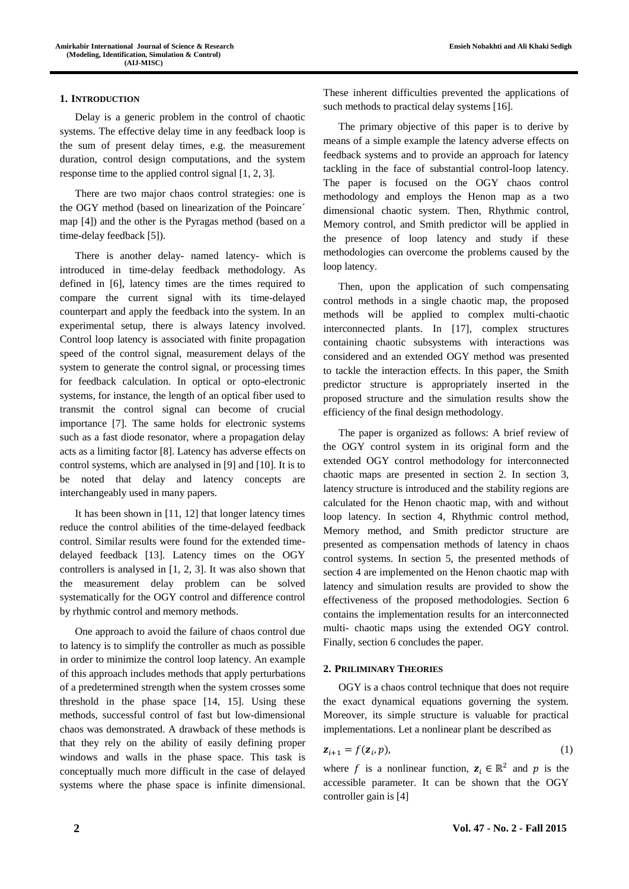## 1. Introduction

Delay is a generic problem in the control of chaotic systems. The effective delay time in any feedback loop is the sum of present delay times, e.g. the measurement duration, control design computations, and the system response time to the applied control signal [1, 2, 3].

There are two major chaos control strategies: one is the OGY method (based on linearization of the Poincare´ map [4]) and the other is the Pyragas method (based on a time-delay feedback [5]).

There is another delay- named latency- which is introduced in time-delay feedback methodology. As defined in [6], latency times are the times required to compare the current signal with its time-delayed counterpart and apply the feedback into the system. In an experimental setup, there is always latency involved. Control loop latency is associated with finite propagation speed of the control signal, measurement delays of the system to generate the control signal, or processing times for feedback calculation. In optical or opto-electronic systems, for instance, the length of an optical fiber used to transmit the control signal can become of crucial importance [7]. The same holds for electronic systems such as a fast diode resonator, where a propagation delay acts as a limiting factor [8]. Latency has adverse effects on control systems, which are analysed in [9] and [10]. It is to be noted that delay and latency concepts are interchangeably used in many papers.

It has been shown in [11, 12] that longer latency times reduce the control abilities of the time-delayed feedback control. Similar results were found for the extended time-delayed feedback [13]. Latency times on the OGY controllers is analysed in [1, 2, 3]. It was also shown that the measurement delay problem can be solved systematically for the OGY control and difference control by rhythmic control and memory methods.

One approach to avoid the failure of chaos control due to latency is to simplify the controller as much as possible in order to minimize the control loop latency. An example of this approach includes methods that apply perturbations of a predetermined strength when the system crosses some threshold in the phase space [14, 15]. Using these methods, successful control of fast but low-dimensional chaos was demonstrated. A drawback of these methods is that they rely on the ability of easily defining proper windows and walls in the phase space. This task is conceptually much more difficult in the case of delayed systems where the phase space is infinite dimensional. These inherent difficulties prevented the applications of such methods to practical delay systems [16].

The primary objective of this paper is to derive by means of a simple example the latency adverse effects on feedback systems and to provide an approach for latency tackling in the face of substantial control-loop latency. The paper is focused on the OGY chaos control methodology and employs the Henon map as a two dimensional chaotic system. Then, Rhythmic control, Memory control, and Smith predictor will be applied in the presence of loop latency and study if these methodologies can overcome the problems caused by the loop latency.

Then, upon the application of such compensating control methods in a single chaotic map, the proposed methods will be applied to complex multi-chaotic interconnected plants. In [17], complex structures containing chaotic subsystems with interactions was considered and an extended OGY method was presented to tackle the interaction effects. In this paper, the Smith predictor structure is appropriately inserted in the proposed structure and the simulation results show the efficiency of the final design methodology.

The paper is organized as follows: A brief review of the OGY control system in its original form and the extended OGY control methodology for interconnected chaotic maps are presented in section 2. In section 3, latency structure is introduced and the stability regions are calculated for the Henon chaotic map, with and without loop latency. In section 4, Rhythmic control method, Memory method, and Smith predictor structure are presented as compensation methods of latency in chaos control systems. In section 5, the presented methods of section 4 are implemented on the Henon chaotic map with latency and simulation results are provided to show the effectiveness of the proposed methodologies. Section 6 contains the implementation results for an interconnected multi- chaotic maps using the extended OGY control. Finally, section 6 concludes the paper.

## 2. Priliminary Theories

OGY is a chaos control technique that does not require the exact dynamical equations governing the system. Moreover, its simple structure is valuable for practical implementations. Let a nonlinear plant be described as

$$\boldsymbol{z}_{i+1} = f(\boldsymbol{z}_i, p), \tag{1}$$

where $f$ is a nonlinear function, $\boldsymbol{z}_i \in \mathbb{R}^2$ and $p$ is the accessible parameter. It can be shown that the OGY controller gain is [4]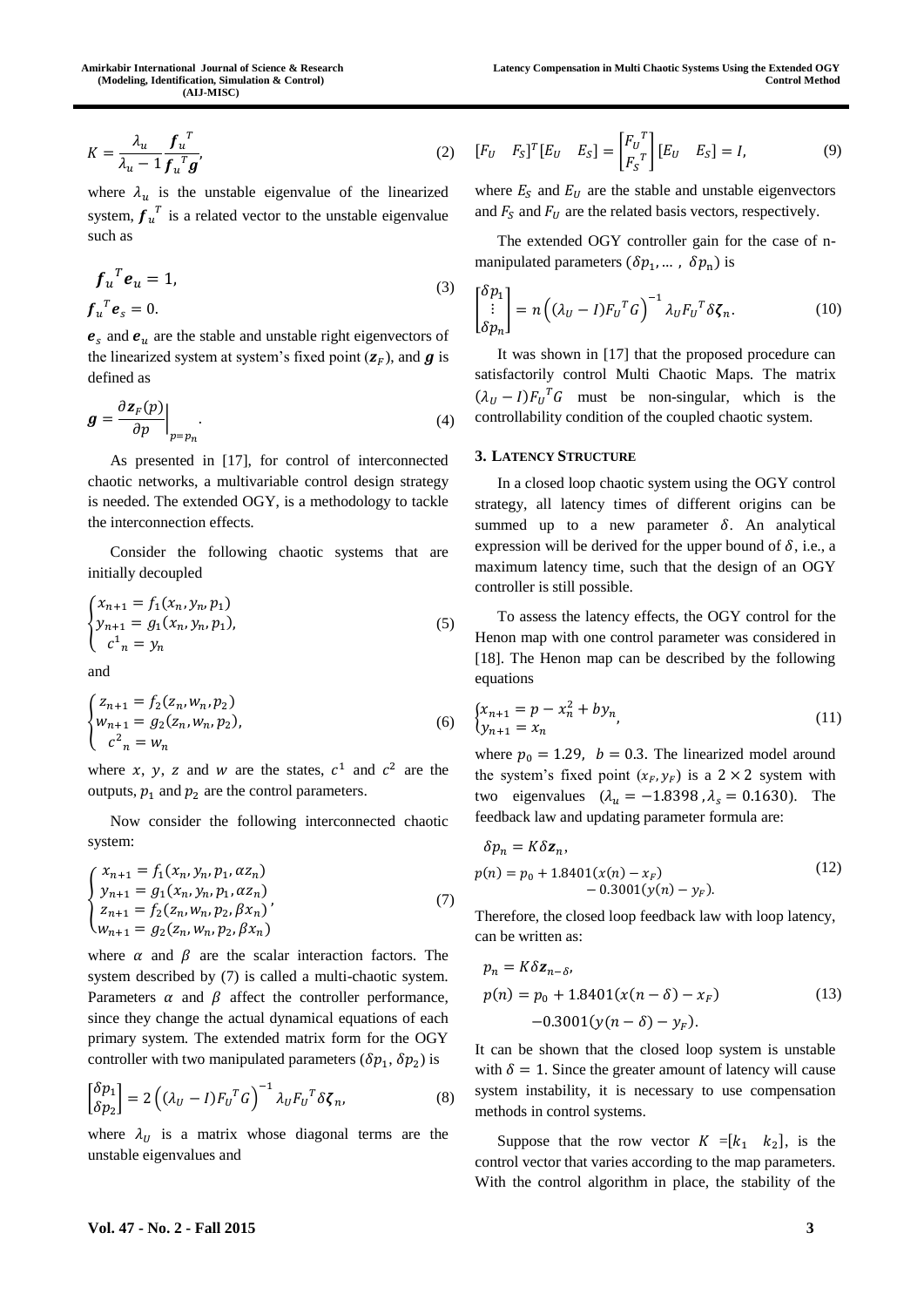$$K = \frac{\lambda_u}{\lambda_u - 1} \frac{\boldsymbol{f}_u^{\ T}}{\boldsymbol{f}_u^{\ T} \boldsymbol{g}}, \tag{2}$$

where $\lambda_u$ is the unstable eigenvalue of the linearized system, $\boldsymbol{f}_u^{\ T}$ is a related vector to the unstable eigenvalue such as

$$\begin{aligned} \boldsymbol{f}_u^{\ T} \boldsymbol{e}_u &= 1, \\ \boldsymbol{f}_u^{\ T} \boldsymbol{e}_s &= 0. \end{aligned} \tag{3}$$

$\boldsymbol{e}_s$ and $\boldsymbol{e}_u$ are the stable and unstable right eigenvectors of the linearized system at system's fixed point ($\boldsymbol{z}_F$), and $\boldsymbol{g}$ is defined as

$$\boldsymbol{g} = \left. \frac{\partial \boldsymbol{z}_F(p)}{\partial p} \right|_{p = p_n}. \tag{4}$$

As presented in [17], for control of interconnected chaotic networks, a multivariable control design strategy is needed. The extended OGY, is a methodology to tackle the interconnection effects.

Consider the following chaotic systems that are initially decoupled

$$\begin{cases} x_{n+1} = f_1(x_n, y_n, p_1) \\ y_{n+1} = g_1(x_n, y_n, p_1), \\ \ c^1{}_n = y_n \end{cases} \tag{5}$$

and

$$\begin{cases} z_{n+1} = f_2(z_n, w_n, p_2) \\ w_{n+1} = g_2(z_n, w_n, p_2), \\ \ c^2{}_n = w_n \end{cases} \tag{6}$$

where $x$, $y$, $z$ and $w$ are the states, $c^1$ and $c^2$ are the outputs, $p_1$ and $p_2$ are the control parameters.

Now consider the following interconnected chaotic system:

$$\begin{cases} x_{n+1} = f_1(x_n, y_n, p_1, \alpha z_n) \\ y_{n+1} = g_1(x_n, y_n, p_1, \alpha z_n) \\ z_{n+1} = f_2(z_n, w_n, p_2, \beta x_n) \\ w_{n+1} = g_2(z_n, w_n, p_2, \beta x_n) \end{cases}, \tag{7}$$

where $\alpha$ and $\beta$ are the scalar interaction factors. The system described by (7) is called a multi-chaotic system. Parameters $\alpha$ and $\beta$ affect the controller performance, since they change the actual dynamical equations of each primary system. The extended matrix form for the OGY controller with two manipulated parameters ($\delta p_1$, $\delta p_2$) is

$$\begin{bmatrix} \delta p_1 \\ \delta p_2 \end{bmatrix} = 2 \left( (\lambda_U - I) F_U{}^T G \right)^{-1} \lambda_U F_U{}^T \delta \boldsymbol{\zeta}_n, \tag{8}$$

where $\lambda_U$ is a matrix whose diagonal terms are the unstable eigenvalues and

$$[F_U \quad F_S]^T [E_U \quad E_S] = \begin{bmatrix} F_U{}^T \\ F_S{}^T \end{bmatrix} [E_U \quad E_S] = I, \tag{9}$$

where $E_S$ and $E_U$ are the stable and unstable eigenvectors and $F_S$ and $F_U$ are the related basis vectors, respectively.

The extended OGY controller gain for the case of n-manipulated parameters ($\delta p_1, \ldots, \delta p_n$) is

$$\begin{bmatrix} \delta p_1 \\ \vdots \\ \delta p_n \end{bmatrix} = n \left( (\lambda_U - I) F_U{}^T G \right)^{-1} \lambda_U F_U{}^T \delta \boldsymbol{\zeta}_n. \tag{10}$$

It was shown in [17] that the proposed procedure can satisfactorily control Multi Chaotic Maps. The matrix $(\lambda_U - I) F_U{}^T G$ must be non-singular, which is the controllability condition of the coupled chaotic system.

## 3. Latency Structure

In a closed loop chaotic system using the OGY control strategy, all latency times of different origins can be summed up to a new parameter $\delta$. An analytical expression will be derived for the upper bound of $\delta$, i.e., a maximum latency time, such that the design of an OGY controller is still possible.

To assess the latency effects, the OGY control for the Henon map with one control parameter was considered in [18]. The Henon map can be described by the following equations

$$\begin{cases} x_{n+1} = p - x_n^2 + b y_n \\ y_{n+1} = x_n \end{cases}, \tag{11}$$

where $p_0 = 1.29$, $b = 0.3$. The linearized model around the system's fixed point $(x_F, y_F)$ is a $2 \times 2$ system with two eigenvalues ($\lambda_u = -1.8398$, $\lambda_s = 0.1630$). The feedback law and updating parameter formula are:

$$\begin{aligned} \delta p_n &= K \delta \boldsymbol{z}_n, \\ p(n) &= p_0 + 1.8401(x(n) - x_F) \\ &\qquad - 0.3001(y(n) - y_F). \end{aligned} \tag{12}$$

Therefore, the closed loop feedback law with loop latency, can be written as:

$$\begin{aligned} p_n &= K \delta \boldsymbol{z}_{n-\delta}, \\ p(n) &= p_0 + 1.8401(x(n-\delta) - x_F) \\ &\quad - 0.3001(y(n-\delta) - y_F). \end{aligned} \tag{13}$$

It can be shown that the closed loop system is unstable with $\delta = 1$. Since the greater amount of latency will cause system instability, it is necessary to use compensation methods in control systems.

Suppose that the row vector $K = [k_1 \quad k_2]$, is the control vector that varies according to the map parameters. With the control algorithm in place, the stability of the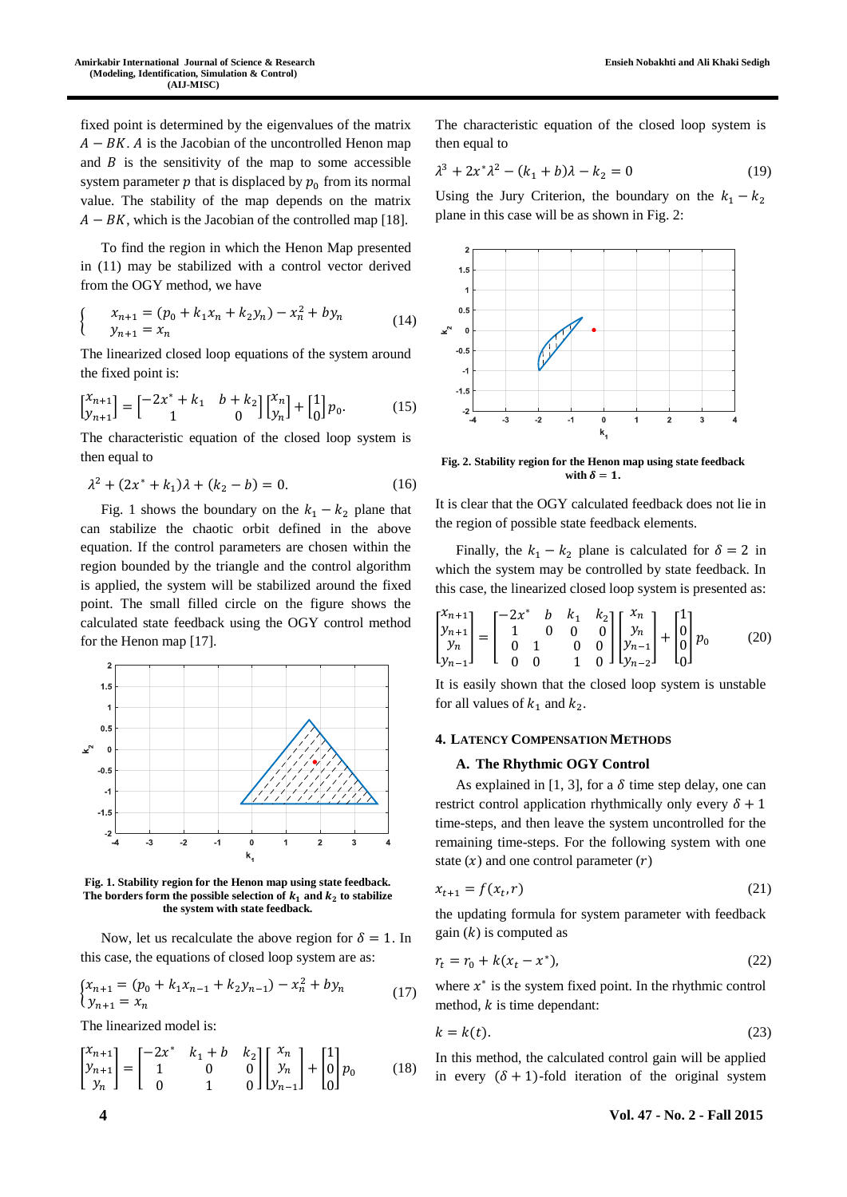fixed point is determined by the eigenvalues of the matrix $A - BK$. $A$ is the Jacobian of the uncontrolled Henon map and $B$ is the sensitivity of the map to some accessible system parameter $p$ that is displaced by $p_0$ from its normal value. The stability of the map depends on the matrix $A - BK$, which is the Jacobian of the controlled map [18].

To find the region in which the Henon Map presented in (11) may be stabilized with a control vector derived from the OGY method, we have

$$\begin{cases} x_{n+1} = (p_0 + k_1 x_n + k_2 y_n) - x_n^2 + b y_n \\ y_{n+1} = x_n \end{cases} \tag{14}$$

The linearized closed loop equations of the system around the fixed point is:

$$\begin{bmatrix} x_{n+1} \\ y_{n+1} \end{bmatrix} = \begin{bmatrix} -2x^* + k_1 & b + k_2 \\ 1 & 0 \end{bmatrix} \begin{bmatrix} x_n \\ y_n \end{bmatrix} + \begin{bmatrix} 1 \\ 0 \end{bmatrix} p_0. \tag{15}$$

The characteristic equation of the closed loop system is then equal to

$$\lambda^2 + (2x^* + k_1)\lambda + (k_2 - b) = 0. \tag{16}$$

Fig. 1 shows the boundary on the $k_1 - k_2$ plane that can stabilize the chaotic orbit defined in the above equation. If the control parameters are chosen within the region bounded by the triangle and the control algorithm is applied, the system will be stabilized around the fixed point. The small filled circle on the figure shows the calculated state feedback using the OGY control method for the Henon map [17].

**Fig. 1. Stability region for the Henon map using state feedback. The borders form the possible selection of $k_1$ and $k_2$ to stabilize the system with state feedback.**

Now, let us recalculate the above region for $\delta = 1$. In this case, the equations of closed loop system are as:

$$\begin{cases} x_{n+1} = (p_0 + k_1 x_{n-1} + k_2 y_{n-1}) - x_n^2 + b y_n \\ y_{n+1} = x_n \end{cases} \tag{17}$$

The linearized model is:

$$\begin{bmatrix} x_{n+1} \\ y_{n+1} \\ y_n \end{bmatrix} = \begin{bmatrix} -2x^* & k_1 + b & k_2 \\ 1 & 0 & 0 \\ 0 & 1 & 0 \end{bmatrix} \begin{bmatrix} x_n \\ y_n \\ y_{n-1} \end{bmatrix} + \begin{bmatrix} 1 \\ 0 \\ 0 \end{bmatrix} p_0 \tag{18}$$

The characteristic equation of the closed loop system is then equal to

$$\lambda^3 + 2x^*\lambda^2 - (k_1 + b)\lambda - k_2 = 0 \tag{19}$$

Using the Jury Criterion, the boundary on the $k_1 - k_2$ plane in this case will be as shown in Fig. 2:

**Fig. 2. Stability region for the Henon map using state feedback with $\delta = 1$.**

It is clear that the OGY calculated feedback does not lie in the region of possible state feedback elements.

Finally, the $k_1 - k_2$ plane is calculated for $\delta = 2$ in which the system may be controlled by state feedback. In this case, the linearized closed loop system is presented as:

$$\begin{bmatrix} x_{n+1} \\ y_{n+1} \\ y_n \\ y_{n-1} \end{bmatrix} = \begin{bmatrix} -2x^* & b & k_1 & k_2 \\ 1 & 0 & 0 & 0 \\ 0 & 1 & 0 & 0 \\ 0 & 0 & 1 & 0 \end{bmatrix} \begin{bmatrix} x_n \\ y_n \\ y_{n-1} \\ y_{n-2} \end{bmatrix} + \begin{bmatrix} 1 \\ 0 \\ 0 \\ 0 \end{bmatrix} p_0 \tag{20}$$

It is easily shown that the closed loop system is unstable for all values of $k_1$ and $k_2$.

## 4. Latency Compensation Methods

### A. The Rhythmic OGY Control

As explained in [1, 3], for a $\delta$ time step delay, one can restrict control application rhythmically only every $\delta + 1$ time-steps, and then leave the system uncontrolled for the remaining time-steps. For the following system with one state ($x$) and one control parameter ($r$)

$$x_{t+1} = f(x_t, r) \tag{21}$$

the updating formula for system parameter with feedback gain ($k$) is computed as

$$r_t = r_0 + k(x_t - x^*), \tag{22}$$

where $x^*$ is the system fixed point. In the rhythmic control method, $k$ is time dependant:

$$k = k(t). \tag{23}$$

In this method, the calculated control gain will be applied in every $(\delta + 1)$-fold iteration of the original system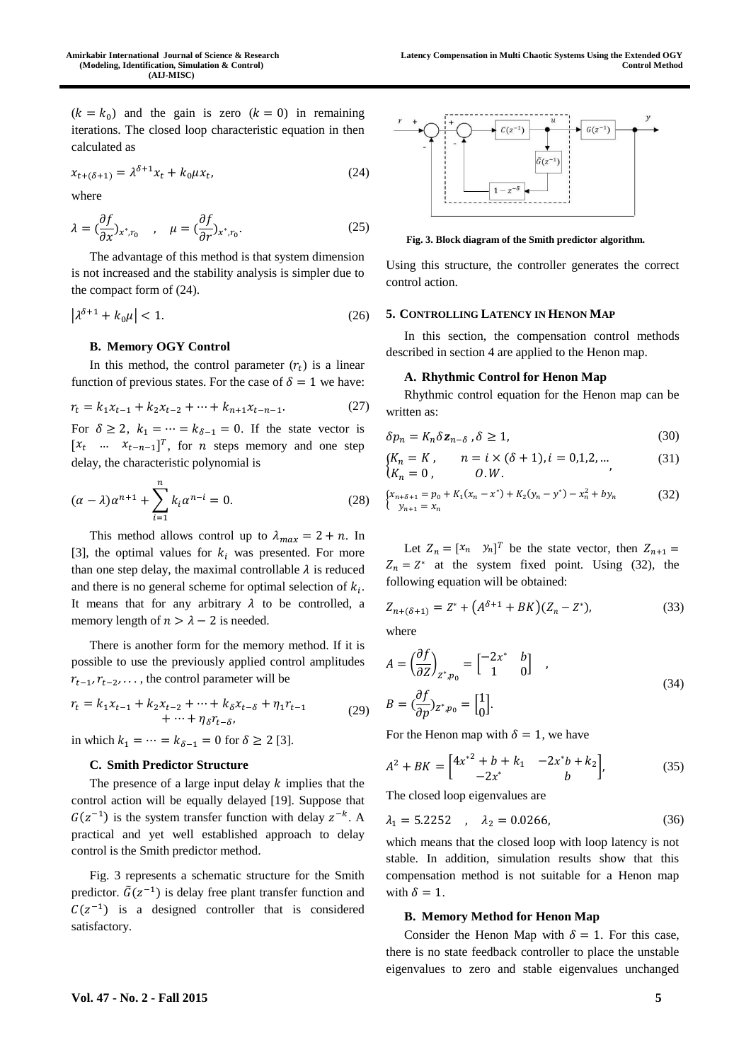($k = k_0$) and the gain is zero ($k = 0$) in remaining iterations. The closed loop characteristic equation in then calculated as

$$x_{t+(\delta+1)} = \lambda^{\delta+1} x_t + k_0 \mu x_t, \tag{24}$$

where

$$\lambda = (\frac{\partial f}{\partial x})_{x^*, r_0} \quad , \quad \mu = (\frac{\partial f}{\partial r})_{x^*, r_0}. \tag{25}$$

The advantage of this method is that system dimension is not increased and the stability analysis is simpler due to the compact form of (24).

$$\left|\lambda^{\delta+1} + k_0 \mu\right| < 1. \tag{26}$$

### B. Memory OGY Control

In this method, the control parameter ($r_t$) is a linear function of previous states. For the case of $\delta = 1$ we have:

$$r_t = k_1 x_{t-1} + k_2 x_{t-2} + \cdots + k_{n+1} x_{t-n-1}. \tag{27}$$

For $\delta \geq 2$, $k_1 = \cdots = k_{\delta-1} = 0$. If the state vector is $[x_t \quad \dots \quad x_{t-n-1}]^T$, for $n$ steps memory and one step delay, the characteristic polynomial is

$$(\alpha - \lambda)\alpha^{n+1} + \sum_{i=1}^{n} k_i \alpha^{n-i} = 0. \tag{28}$$

This method allows control up to $\lambda_{max} = 2 + n$. In [3], the optimal values for $k_i$ was presented. For more than one step delay, the maximal controllable $\lambda$ is reduced and there is no general scheme for optimal selection of $k_i$. It means that for any arbitrary $\lambda$ to be controlled, a memory length of $n > \lambda - 2$ is needed.

There is another form for the memory method. If it is possible to use the previously applied control amplitudes $r_{t-1}, r_{t-2}, \dots$, the control parameter will be

$$r_t = k_1 x_{t-1} + k_2 x_{t-2} + \cdots + k_\delta x_{t-\delta} + \eta_1 r_{t-1} + \cdots + \eta_\delta r_{t-\delta}, \tag{29}$$

in which $k_1 = \cdots = k_{\delta-1} = 0$ for $\delta \geq 2$ [3].

### C. Smith Predictor Structure

The presence of a large input delay $k$ implies that the control action will be equally delayed [19]. Suppose that $G(z^{-1})$ is the system transfer function with delay $z^{-k}$. A practical and yet well established approach to delay control is the Smith predictor method.

Fig. 3 represents a schematic structure for the Smith predictor. $\tilde{G}(z^{-1})$ is delay free plant transfer function and $C(z^{-1})$ is a designed controller that is considered satisfactory.

**Fig. 3. Block diagram of the Smith predictor algorithm.**

Using this structure, the controller generates the correct control action.

## 5. Controlling Latency in Henon Map

In this section, the compensation control methods described in section 4 are applied to the Henon map.

### A. Rhythmic Control for Henon Map

Rhythmic control equation for the Henon map can be written as:

$$\delta p_n = K_n \delta \boldsymbol{z}_{n-\delta} \,, \delta \geq 1, \tag{30}$$

$$\begin{cases} K_n = K \,, & n = i \times (\delta+1), i = 0,1,2,\dots \\ K_n = 0 \,, & O.W. \end{cases}, \tag{31}$$

$$\begin{cases} x_{n+\delta+1} = p_0 + K_1(x_n - x^*) + K_2(y_n - y^*) - x_n^2 + b y_n \\ y_{n+1} = x_n \end{cases} \tag{32}$$

Let $Z_n = [x_n \quad y_n]^T$ be the state vector, then $Z_{n+1} = Z_n = Z^*$ at the system fixed point. Using (32), the following equation will be obtained:

$$Z_{n+(\delta+1)} = Z^* + \left(A^{\delta+1} + BK\right)(Z_n - Z^*), \tag{33}$$

where

$$A = \left(\frac{\partial f}{\partial Z}\right)_{Z^*, p_0} = \begin{bmatrix} -2x^* & b \\ 1 & 0 \end{bmatrix} \quad ,$$
$$B = (\frac{\partial f}{\partial p})_{Z^*, p_0} = \begin{bmatrix} 1 \\ 0 \end{bmatrix}. \tag{34}$$

For the Henon map with $\delta = 1$, we have

$$A^2 + BK = \begin{bmatrix} 4x^{*2} + b + k_1 & -2x^* b + k_2 \\ -2x^* & b \end{bmatrix}, \tag{35}$$

The closed loop eigenvalues are

$$\lambda_1 = 5.2252 \quad , \quad \lambda_2 = 0.0266, \tag{36}$$

which means that the closed loop with loop latency is not stable. In addition, simulation results show that this compensation method is not suitable for a Henon map with $\delta = 1$.

### B. Memory Method for Henon Map

Consider the Henon Map with $\delta = 1$. For this case, there is no state feedback controller to place the unstable eigenvalues to zero and stable eigenvalues unchanged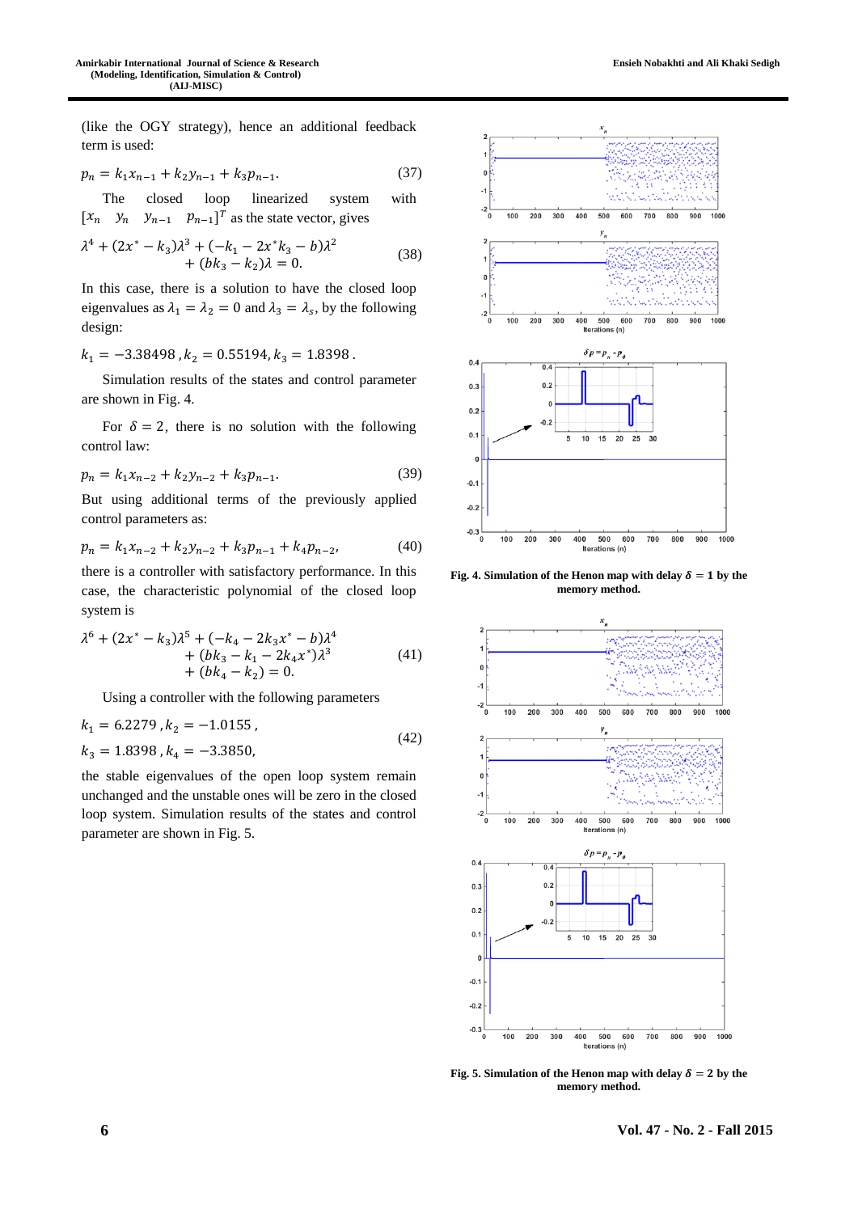(like the OGY strategy), hence an additional feedback term is used:

$$p_n = k_1 x_{n-1} + k_2 y_{n-1} + k_3 p_{n-1}. \tag{37}$$

The closed loop linearized system with $[x_n \quad y_n \quad y_{n-1} \quad p_{n-1}]^T$ as the state vector, gives

$$\lambda^4 + (2x^* - k_3)\lambda^3 + (-k_1 - 2x^* k_3 - b)\lambda^2 + (bk_3 - k_2)\lambda = 0. \tag{38}$$

In this case, there is a solution to have the closed loop eigenvalues as $\lambda_1 = \lambda_2 = 0$ and $\lambda_3 = \lambda_s$, by the following design:

$$k_1 = -3.38498\,, k_2 = 0.55194, k_3 = 1.8398\,.$$

Simulation results of the states and control parameter are shown in Fig. 4.

For $\delta = 2$, there is no solution with the following control law:

$$p_n = k_1 x_{n-2} + k_2 y_{n-2} + k_3 p_{n-1}. \tag{39}$$

But using additional terms of the previously applied control parameters as:

$$p_n = k_1 x_{n-2} + k_2 y_{n-2} + k_3 p_{n-1} + k_4 p_{n-2}, \tag{40}$$

there is a controller with satisfactory performance. In this case, the characteristic polynomial of the closed loop system is

$$\lambda^6 + (2x^* - k_3)\lambda^5 + (-k_4 - 2k_3 x^* - b)\lambda^4 + (bk_3 - k_1 - 2k_4 x^*)\lambda^3 + (bk_4 - k_2) = 0. \tag{41}$$

Using a controller with the following parameters

$$k_1 = 6.2279\,, k_2 = -1.0155\,, \quad k_3 = 1.8398\,, k_4 = -3.3850, \tag{42}$$

the stable eigenvalues of the open loop system remain unchanged and the unstable ones will be zero in the closed loop system. Simulation results of the states and control parameter are shown in Fig. 5.

**Fig. 4. Simulation of the Henon map with delay $\delta = 1$ by the memory method.**

**Fig. 5. Simulation of the Henon map with delay $\delta = 2$ by the memory method.**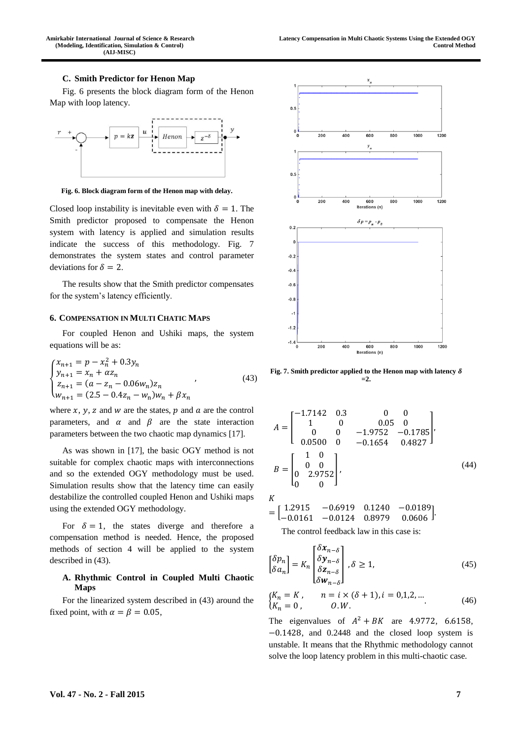### C. Smith Predictor for Henon Map

Fig. 6 presents the block diagram form of the Henon Map with loop latency.

Fig. 6. Block diagram form of the Henon map with delay.

Closed loop instability is inevitable even with $\delta = 1$. The Smith predictor proposed to compensate the Henon system with latency is applied and simulation results indicate the success of this methodology. Fig. 7 demonstrates the system states and control parameter deviations for $\delta = 2$.

The results show that the Smith predictor compensates for the system's latency efficiently.

## 6. Compensation in Multi Chatic Maps

For coupled Henon and Ushiki maps, the system equations will be as:

$$\begin{cases} x_{n+1} = p - x_n^2 + 0.3y_n \\ y_{n+1} = x_n + \alpha z_n \\ z_{n+1} = (a - z_n - 0.06w_n)z_n \\ w_{n+1} = (2.5 - 0.4z_n - w_n)w_n + \beta x_n \end{cases}, \tag{43}$$

where $x$, $y$, $z$ and $w$ are the states, $p$ and $a$ are the control parameters, and $\alpha$ and $\beta$ are the state interaction parameters between the two chaotic map dynamics [17].

As was shown in [17], the basic OGY method is not suitable for complex chaotic maps with interconnections and so the extended OGY methodology must be used. Simulation results show that the latency time can easily destabilize the controlled coupled Henon and Ushiki maps using the extended OGY methodology.

For $\delta = 1$, the states diverge and therefore a compensation method is needed. Hence, the proposed methods of section 4 will be applied to the system described in (43).

### A. Rhythmic Control in Coupled Multi Chaotic Maps

For the linearized system described in (43) around the fixed point, with $\alpha = \beta = 0.05$,

Fig. 7. Smith predictor applied to the Henon map with latency $\delta = 2$.

$$A = \begin{bmatrix} -1.7142 & 0.3 & 0 & 0 \\ 1 & 0 & 0.05 & 0 \\ 0 & 0 & -1.9752 & -0.1785 \\ 0.0500 & 0 & -0.1654 & 0.4827 \end{bmatrix},$$

$$B = \begin{bmatrix} 1 & 0 \\ 0 & 0 \\ 0 & 2.9752 \\ 0 & 0 \end{bmatrix}, \tag{44}$$

$$K = \begin{bmatrix} 1.2915 & -0.6919 & 0.1240 & -0.0189 \\ -0.0161 & -0.0124 & 0.8979 & 0.0606 \end{bmatrix}.$$

The control feedback law in this case is:

$$\begin{bmatrix} \delta p_n \\ \delta a_n \end{bmatrix} = K_n \begin{bmatrix} \delta x_{n-\delta} \\ \delta y_{n-\delta} \\ \delta z_{n-\delta} \\ \delta w_{n-\delta} \end{bmatrix}, \delta \geq 1, \tag{45}$$

$$\begin{cases} K_n = K, & n = i \times (\delta + 1), i = 0,1,2,\ldots \\ K_n = 0, & O.W. \end{cases} \tag{46}$$

The eigenvalues of $A^2 + BK$ are 4.9772, 6.6158, $-0.1428$, and 0.2448 and the closed loop system is unstable. It means that the Rhythmic methodology cannot solve the loop latency problem in this multi-chaotic case.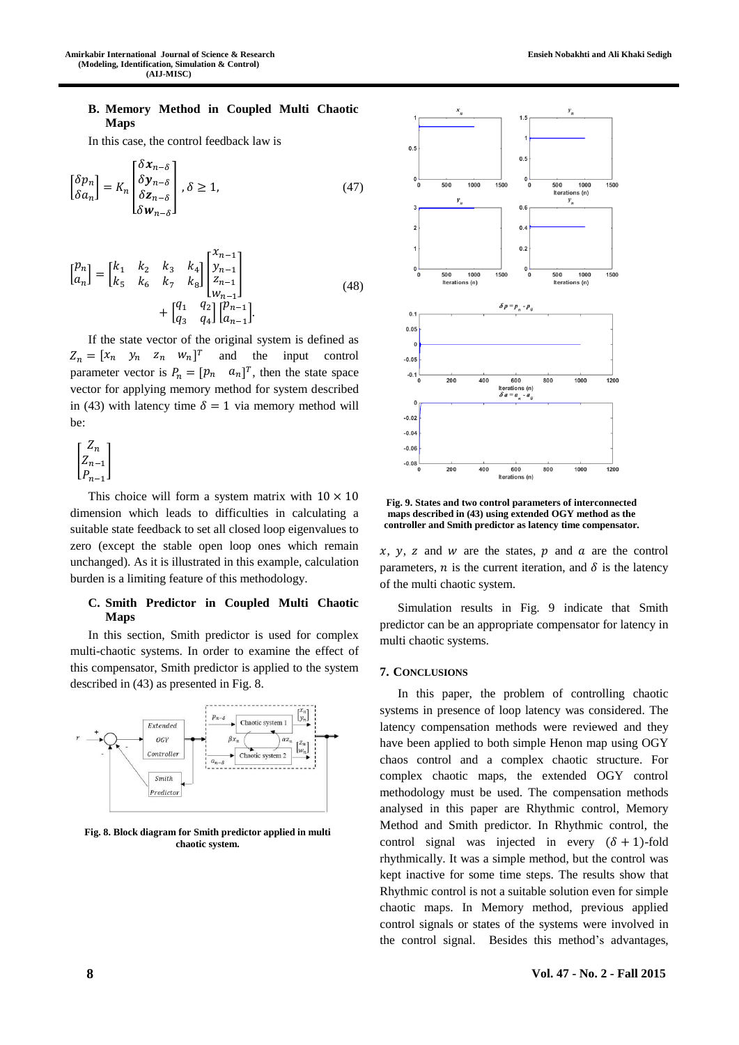### B. Memory Method in Coupled Multi Chaotic Maps

In this case, the control feedback law is

$$\begin{bmatrix} \delta p_n \\ \delta a_n \end{bmatrix} = K_n \begin{bmatrix} \delta \boldsymbol{x}_{n-\delta} \\ \delta \boldsymbol{y}_{n-\delta} \\ \delta \boldsymbol{z}_{n-\delta} \\ \delta \boldsymbol{w}_{n-\delta} \end{bmatrix}, \delta \geq 1, \tag{47}$$

$$\begin{bmatrix} p_n \\ a_n \end{bmatrix} = \begin{bmatrix} k_1 & k_2 & k_3 & k_4 \\ k_5 & k_6 & k_7 & k_8 \end{bmatrix} \begin{bmatrix} x_{n-1} \\ y_{n-1} \\ z_{n-1} \\ w_{n-1} \end{bmatrix} + \begin{bmatrix} q_1 & q_2 \\ q_3 & q_4 \end{bmatrix} \begin{bmatrix} p_{n-1} \\ a_{n-1} \end{bmatrix}. \tag{48}$$

If the state vector of the original system is defined as $Z_n = [x_n \quad y_n \quad z_n \quad w_n]^T$ and the input control parameter vector is $P_n = [p_n \quad a_n]^T$, then the state space vector for applying memory method for system described in (43) with latency time $\delta = 1$ via memory method will be:

$$\begin{bmatrix} Z_n \\ Z_{n-1} \\ P_{n-1} \end{bmatrix}$$

This choice will form a system matrix with $10 \times 10$ dimension which leads to difficulties in calculating a suitable state feedback to set all closed loop eigenvalues to zero (except the stable open loop ones which remain unchanged). As it is illustrated in this example, calculation burden is a limiting feature of this methodology.

### C. Smith Predictor in Coupled Multi Chaotic Maps

In this section, Smith predictor is used for complex multi-chaotic systems. In order to examine the effect of this compensator, Smith predictor is applied to the system described in (43) as presented in Fig. 8.

**Fig. 8. Block diagram for Smith predictor applied in multi chaotic system.**

**Fig. 9. States and two control parameters of interconnected maps described in (43) using extended OGY method as the controller and Smith predictor as latency time compensator.**

$x$, $y$, $z$ and $w$ are the states, $p$ and $a$ are the control parameters, $n$ is the current iteration, and $\delta$ is the latency of the multi chaotic system.

Simulation results in Fig. 9 indicate that Smith predictor can be an appropriate compensator for latency in multi chaotic systems.

## 7. Conclusions

In this paper, the problem of controlling chaotic systems in presence of loop latency was considered. The latency compensation methods were reviewed and they have been applied to both simple Henon map using OGY chaos control and a complex chaotic structure. For complex chaotic maps, the extended OGY control methodology must be used. The compensation methods analysed in this paper are Rhythmic control, Memory Method and Smith predictor. In Rhythmic control, the control signal was injected in every $(\delta + 1)$-fold rhythmically. It was a simple method, but the control was kept inactive for some time steps. The results show that Rhythmic control is not a suitable solution even for simple chaotic maps. In Memory method, previous applied control signals or states of the systems were involved in the control signal. Besides this method's advantages,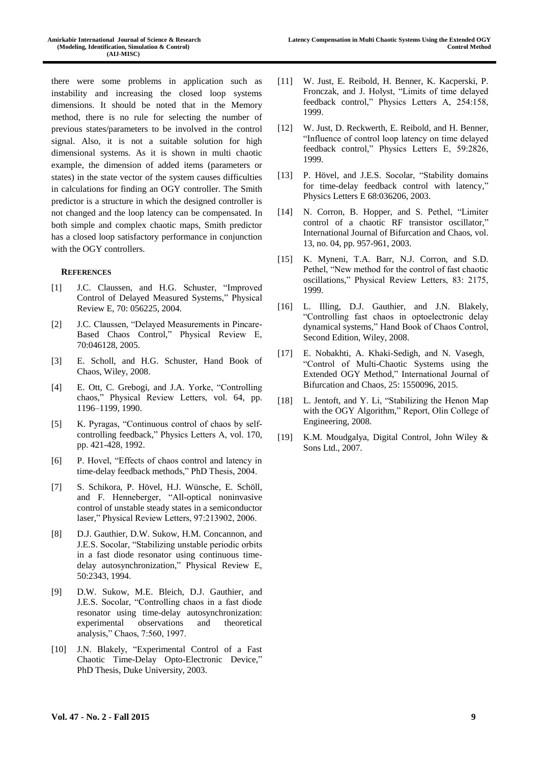there were some problems in application such as instability and increasing the closed loop systems dimensions. It should be noted that in the Memory method, there is no rule for selecting the number of previous states/parameters to be involved in the control signal. Also, it is not a suitable solution for high dimensional systems. As it is shown in multi chaotic example, the dimension of added items (parameters or states) in the state vector of the system causes difficulties in calculations for finding an OGY controller. The Smith predictor is a structure in which the designed controller is not changed and the loop latency can be compensated. In both simple and complex chaotic maps, Smith predictor has a closed loop satisfactory performance in conjunction with the OGY controllers.

## REFERENCES

[1] J.C. Claussen, and H.G. Schuster, "Improved Control of Delayed Measured Systems," Physical Review E, 70: 056225, 2004.

[2] J.C. Claussen, "Delayed Measurements in Pincare-Based Chaos Control," Physical Review E, 70:046128, 2005.

[3] E. Scholl, and H.G. Schuster, Hand Book of Chaos, Wiley, 2008.

[4] E. Ott, C. Grebogi, and J.A. Yorke, "Controlling chaos," Physical Review Letters, vol. 64, pp. 1196–1199, 1990.

[5] K. Pyragas, "Continuous control of chaos by self-controlling feedback," Physics Letters A, vol. 170, pp. 421-428, 1992.

[6] P. Hovel, "Effects of chaos control and latency in time-delay feedback methods," PhD Thesis, 2004.

[7] S. Schikora, P. Hövel, H.J. Wünsche, E. Schöll, and F. Henneberger, "All-optical noninvasive control of unstable steady states in a semiconductor laser," Physical Review Letters, 97:213902, 2006.

[8] D.J. Gauthier, D.W. Sukow, H.M. Concannon, and J.E.S. Socolar, "Stabilizing unstable periodic orbits in a fast diode resonator using continuous time-delay autosynchronization," Physical Review E, 50:2343, 1994.

[9] D.W. Sukow, M.E. Bleich, D.J. Gauthier, and J.E.S. Socolar, "Controlling chaos in a fast diode resonator using time-delay autosynchronization: experimental observations and theoretical analysis," Chaos, 7:560, 1997.

[10] J.N. Blakely, "Experimental Control of a Fast Chaotic Time-Delay Opto-Electronic Device," PhD Thesis, Duke University, 2003.

[11] W. Just, E. Reibold, H. Benner, K. Kacperski, P. Fronczak, and J. Holyst, "Limits of time delayed feedback control," Physics Letters A, 254:158, 1999.

[12] W. Just, D. Reckwerth, E. Reibold, and H. Benner, "Influence of control loop latency on time delayed feedback control," Physics Letters E, 59:2826, 1999.

[13] P. Hövel, and J.E.S. Socolar, "Stability domains for time-delay feedback control with latency," Physics Letters E 68:036206, 2003.

[14] N. Corron, B. Hopper, and S. Pethel, "Limiter control of a chaotic RF transistor oscillator," International Journal of Bifurcation and Chaos, vol. 13, no. 04, pp. 957-961, 2003.

[15] K. Myneni, T.A. Barr, N.J. Corron, and S.D. Pethel, "New method for the control of fast chaotic oscillations," Physical Review Letters, 83: 2175, 1999.

[16] L. Illing, D.J. Gauthier, and J.N. Blakely, "Controlling fast chaos in optoelectronic delay dynamical systems," Hand Book of Chaos Control, Second Edition, Wiley, 2008.

[17] E. Nobakhti, A. Khaki-Sedigh, and N. Vasegh, "Control of Multi-Chaotic Systems using the Extended OGY Method," International Journal of Bifurcation and Chaos, 25: 1550096, 2015.

[18] L. Jentoft, and Y. Li, "Stabilizing the Henon Map with the OGY Algorithm," Report, Olin College of Engineering, 2008.

[19] K.M. Moudgalya, Digital Control, John Wiley & Sons Ltd., 2007.